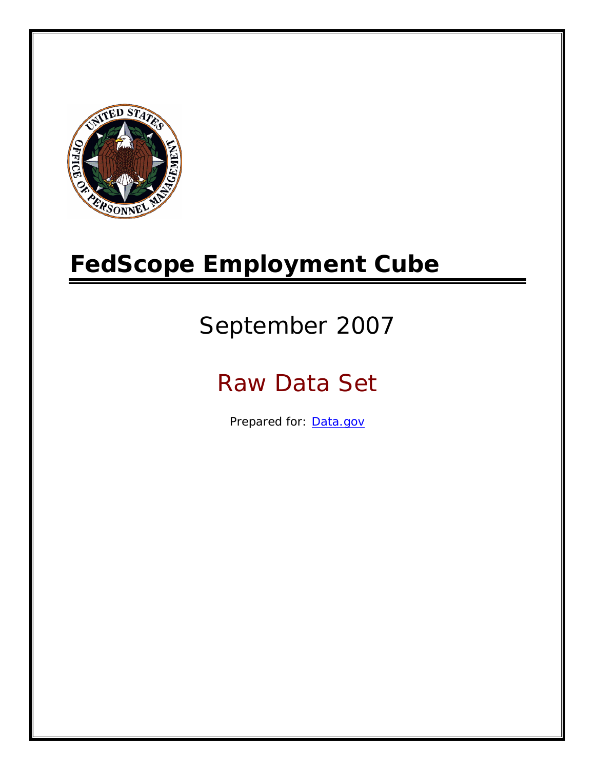# FedScope Employment Cube

September 2007

Raw Data Set

Prepared for: [Data.gov](http://www.data.gov)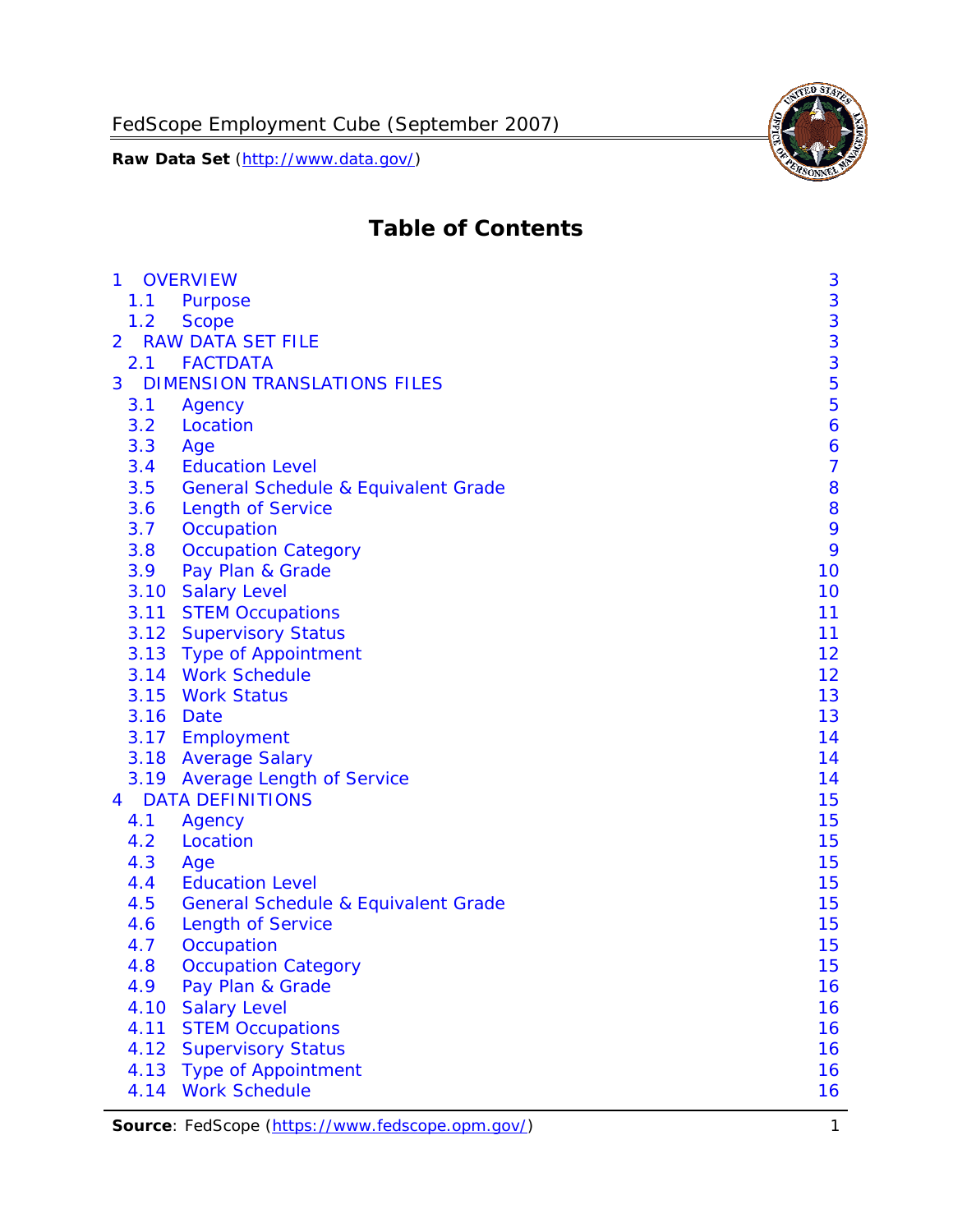# Table of Contents

- 1 OVERVIEW ... 3
  - 1.1 Purpose ... 3
  - 1.2 Scope ... 3
- 2 RAW DATA SET FILE ... 3
  - 2.1 FACTDATA ... 3
- 3 DIMENSION TRANSLATIONS FILES ... 5
  - 3.1 Agency ... 5
  - 3.2 Location ... 6
  - 3.3 Age ... 6
  - 3.4 Education Level ... 7
  - 3.5 General Schedule & Equivalent Grade ... 8
  - 3.6 Length of Service ... 8
  - 3.7 Occupation ... 9
  - 3.8 Occupation Category ... 9
  - 3.9 Pay Plan & Grade ... 10
  - 3.10 Salary Level ... 10
  - 3.11 STEM Occupations ... 11
  - 3.12 Supervisory Status ... 11
  - 3.13 Type of Appointment ... 12
  - 3.14 Work Schedule ... 12
  - 3.15 Work Status ... 13
  - 3.16 Date ... 13
  - 3.17 Employment ... 14
  - 3.18 Average Salary ... 14
  - 3.19 Average Length of Service ... 14
- 4 DATA DEFINITIONS ... 15
  - 4.1 Agency ... 15
  - 4.2 Location ... 15
  - 4.3 Age ... 15
  - 4.4 Education Level ... 15
  - 4.5 General Schedule & Equivalent Grade ... 15
  - 4.6 Length of Service ... 15
  - 4.7 Occupation ... 15
  - 4.8 Occupation Category ... 15
  - 4.9 Pay Plan & Grade ... 16
  - 4.10 Salary Level ... 16
  - 4.11 STEM Occupations ... 16
  - 4.12 Supervisory Status ... 16
  - 4.13 Type of Appointment ... 16
  - 4.14 Work Schedule ... 16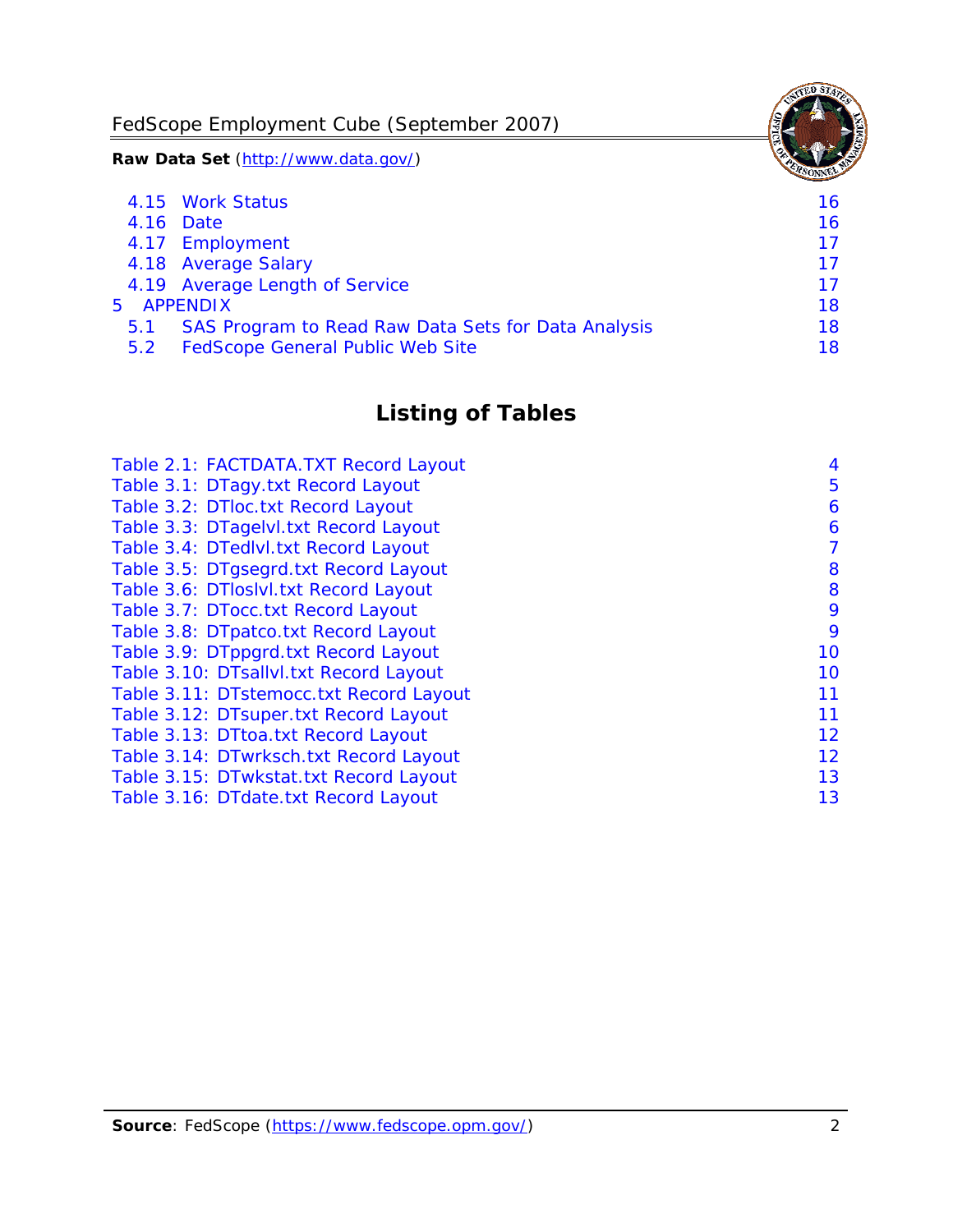4.15 Work Status 16
4.16 Date 16
4.17 Employment 17
4.18 Average Salary 17
4.19 Average Length of Service 17
5 APPENDIX 18
5.1 SAS Program to Read Raw Data Sets for Data Analysis 18
5.2 FedScope General Public Web Site 18

## Listing of Tables

Table 2.1: FACTDATA.TXT Record Layout 4
Table 3.1: DTagy.txt Record Layout 5
Table 3.2: DTloc.txt Record Layout 6
Table 3.3: DTagelvl.txt Record Layout 6
Table 3.4: DTedlvl.txt Record Layout 7
Table 3.5: DTgsegrd.txt Record Layout 8
Table 3.6: DTloslvl.txt Record Layout 8
Table 3.7: DTocc.txt Record Layout 9
Table 3.8: DTpatco.txt Record Layout 9
Table 3.9: DTppgrd.txt Record Layout 10
Table 3.10: DTsallvl.txt Record Layout 10
Table 3.11: DTstemocc.txt Record Layout 11
Table 3.12: DTsuper.txt Record Layout 11
Table 3.13: DTtoa.txt Record Layout 12
Table 3.14: DTwrksch.txt Record Layout 12
Table 3.15: DTwkstat.txt Record Layout 13
Table 3.16: DTdate.txt Record Layout 13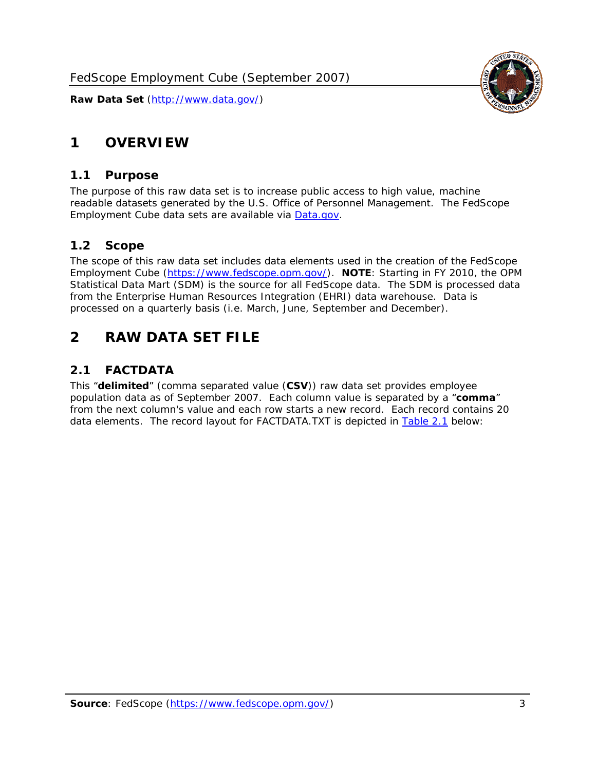# 1 OVERVIEW

## 1.1 Purpose

The purpose of this raw data set is to increase public access to high value, machine readable datasets generated by the U.S. Office of Personnel Management. The FedScope Employment Cube data sets are available via [Data.gov](http://www.data.gov/).

## 1.2 Scope

The scope of this raw data set includes data elements used in the creation of the FedScope Employment Cube ([https://www.fedscope.opm.gov/](https://www.fedscope.opm.gov/)). **NOTE**: Starting in FY 2010, the OPM Statistical Data Mart (SDM) is the source for all FedScope data. The SDM is processed data from the Enterprise Human Resources Integration (EHRI) data warehouse. Data is processed on a quarterly basis (i.e. March, June, September and December).

# 2 RAW DATA SET FILE

## 2.1 FACTDATA

This "**delimited**" (comma separated value (**CSV**)) raw data set provides employee population data as of September 2007. Each column value is separated by a "**comma**" from the next column's value and each row starts a new record. Each record contains 20 data elements. The record layout for FACTDATA.TXT is depicted in Table 2.1 below: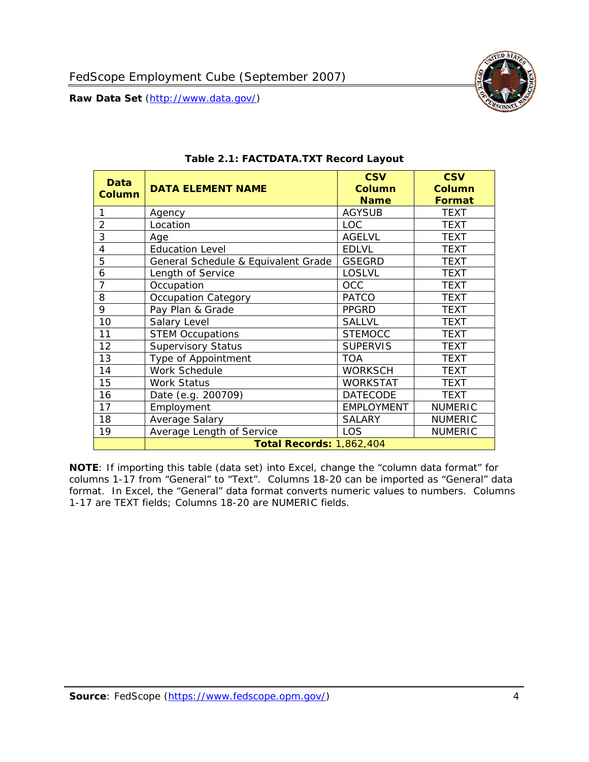### Table 2.1: FACTDATA.TXT Record Layout

| Data Column | DATA ELEMENT NAME | CSV Column Name | CSV Column Format |
|---|---|---|---|
| 1 | Agency | AGYSUB | TEXT |
| 2 | Location | LOC | TEXT |
| 3 | Age | AGELVL | TEXT |
| 4 | Education Level | EDLVL | TEXT |
| 5 | General Schedule & Equivalent Grade | GSEGRD | TEXT |
| 6 | Length of Service | LOSLVL | TEXT |
| 7 | Occupation | OCC | TEXT |
| 8 | Occupation Category | PATCO | TEXT |
| 9 | Pay Plan & Grade | PPGRD | TEXT |
| 10 | Salary Level | SALLVL | TEXT |
| 11 | STEM Occupations | STEMOCC | TEXT |
| 12 | Supervisory Status | SUPERVIS | TEXT |
| 13 | Type of Appointment | TOA | TEXT |
| 14 | Work Schedule | WORKSCH | TEXT |
| 15 | Work Status | WORKSTAT | TEXT |
| 16 | Date (e.g. 200709) | DATECODE | TEXT |
| 17 | Employment | EMPLOYMENT | NUMERIC |
| 18 | Average Salary | SALARY | NUMERIC |
| 19 | Average Length of Service | LOS | NUMERIC |
| | **Total Records:** 1,862,404 | | |

**NOTE**: If importing this table (data set) into Excel, change the "column data format" for columns 1-17 from "General" to "Text". Columns 18-20 can be imported as "General" data format. In Excel, the "General" data format converts numeric values to numbers. Columns 1-17 are TEXT fields; Columns 18-20 are NUMERIC fields.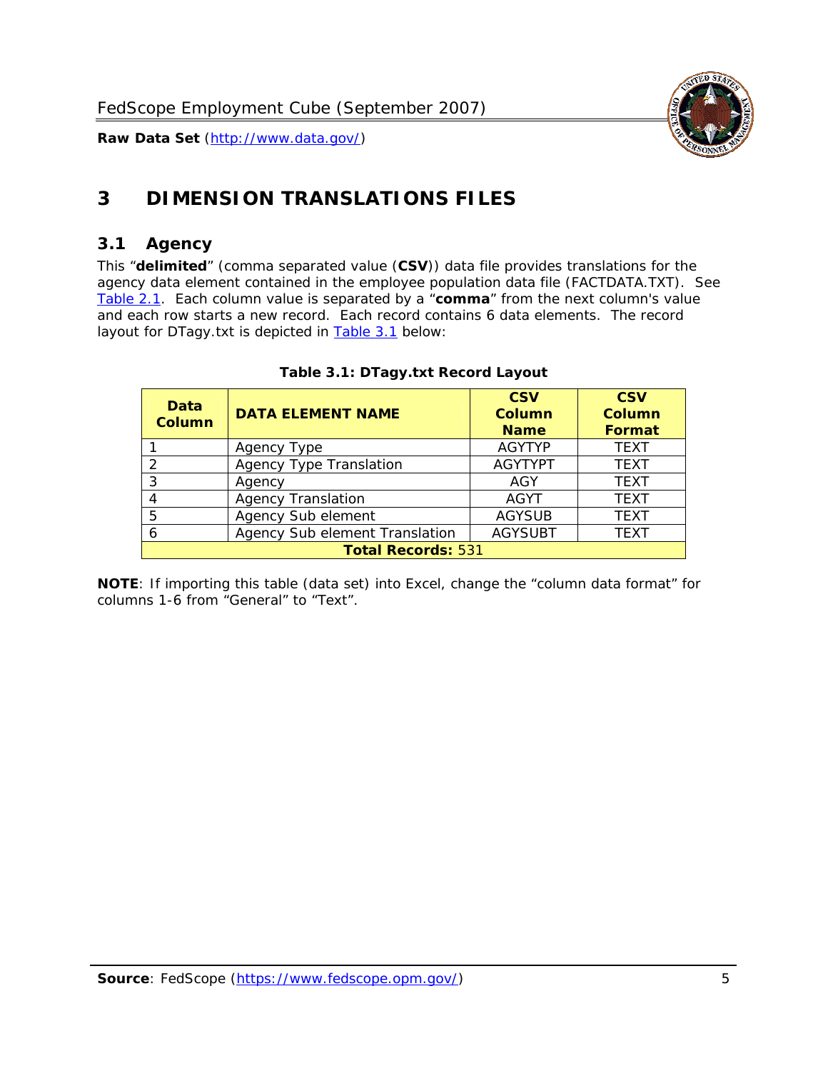# 3 DIMENSION TRANSLATIONS FILES

## 3.1 Agency

This "**delimited**" (comma separated value (**CSV**)) data file provides translations for the agency data element contained in the employee population data file (FACTDATA.TXT). See Table 2.1. Each column value is separated by a "**comma**" from the next column's value and each row starts a new record. Each record contains 6 data elements. The record layout for DTagy.txt is depicted in Table 3.1 below:

**Table 3.1: DTagy.txt Record Layout**

| Data Column | DATA ELEMENT NAME | CSV Column Name | CSV Column Format |
|---|---|---|---|
| 1 | Agency Type | AGYTYP | TEXT |
| 2 | Agency Type Translation | AGYTYPT | TEXT |
| 3 | Agency | AGY | TEXT |
| 4 | Agency Translation | AGYT | TEXT |
| 5 | Agency Sub element | AGYSUB | TEXT |
| 6 | Agency Sub element Translation | AGYSUBT | TEXT |
| **Total Records:** 531 | | | |

**NOTE**: If importing this table (data set) into Excel, change the "column data format" for columns 1-6 from "General" to "Text".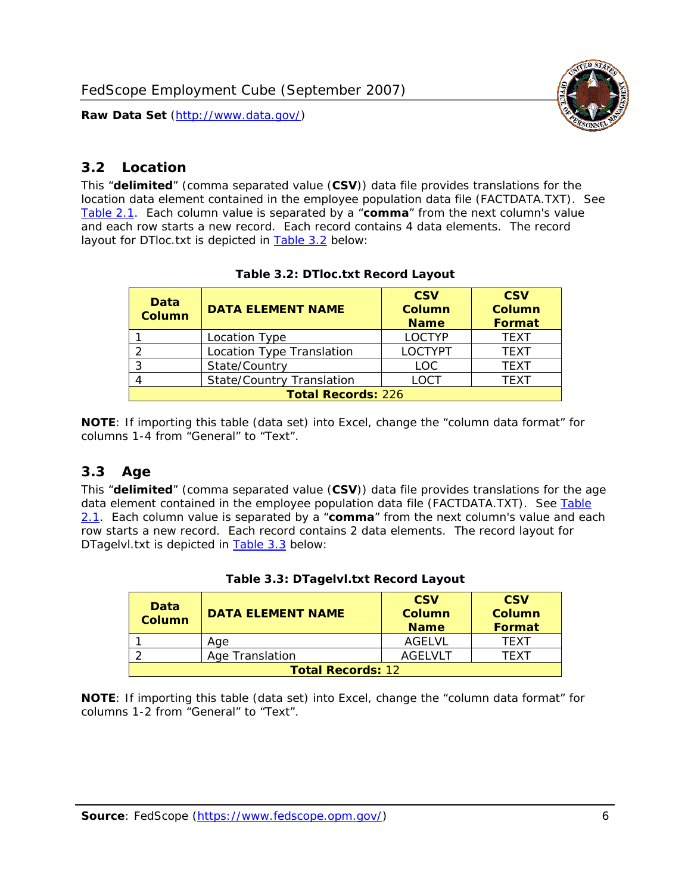## 3.2 Location

This "**delimited**" (comma separated value (**CSV**)) data file provides translations for the location data element contained in the employee population data file (FACTDATA.TXT). See Table 2.1. Each column value is separated by a "**comma**" from the next column's value and each row starts a new record. Each record contains 4 data elements. The record layout for DTloc.txt is depicted in Table 3.2 below:

**Table 3.2: DTloc.txt Record Layout**

| Data Column | DATA ELEMENT NAME | CSV Column Name | CSV Column Format |
|---|---|---|---|
| 1 | Location Type | LOCTYP | TEXT |
| 2 | Location Type Translation | LOCTYPT | TEXT |
| 3 | State/Country | LOC | TEXT |
| 4 | State/Country Translation | LOCT | TEXT |
| **Total Records:** 226 | | | |

**NOTE**: If importing this table (data set) into Excel, change the "column data format" for columns 1-4 from "General" to "Text".

## 3.3 Age

This "**delimited**" (comma separated value (**CSV**)) data file provides translations for the age data element contained in the employee population data file (FACTDATA.TXT). See Table 2.1. Each column value is separated by a "**comma**" from the next column's value and each row starts a new record. Each record contains 2 data elements. The record layout for DTagelvl.txt is depicted in Table 3.3 below:

**Table 3.3: DTagelvl.txt Record Layout**

| Data Column | DATA ELEMENT NAME | CSV Column Name | CSV Column Format |
|---|---|---|---|
| 1 | Age | AGELVL | TEXT |
| 2 | Age Translation | AGELVLT | TEXT |
| **Total Records:** 12 | | | |

**NOTE**: If importing this table (data set) into Excel, change the "column data format" for columns 1-2 from "General" to "Text".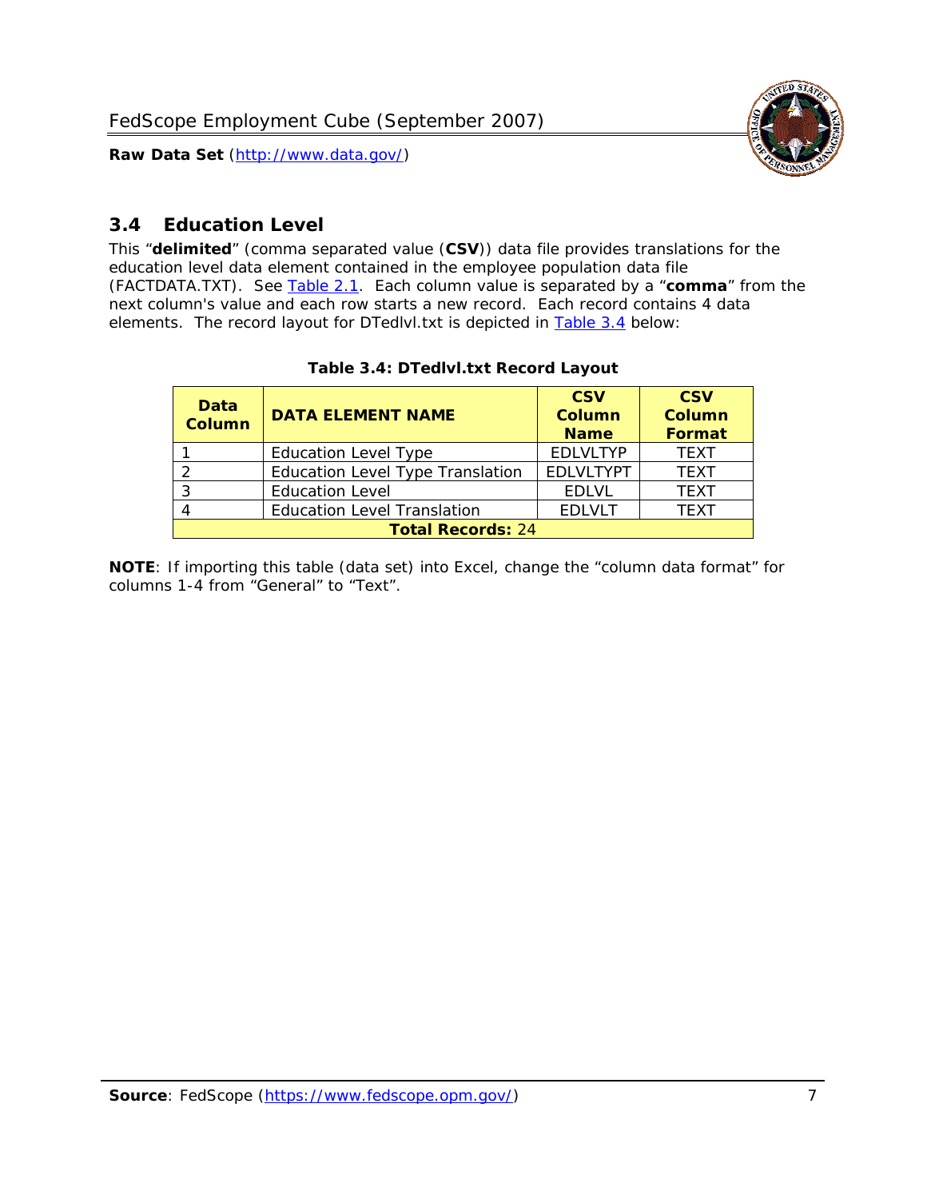## 3.4 Education Level

This "**delimited**" (comma separated value (**CSV**)) data file provides translations for the education level data element contained in the employee population data file (FACTDATA.TXT). See Table 2.1. Each column value is separated by a "**comma**" from the next column's value and each row starts a new record. Each record contains 4 data elements. The record layout for DTedlvl.txt is depicted in Table 3.4 below:

**Table 3.4: DTedlvl.txt Record Layout**

| Data Column | DATA ELEMENT NAME | CSV Column Name | CSV Column Format |
|---|---|---|---|
| 1 | Education Level Type | EDLVLTYP | TEXT |
| 2 | Education Level Type Translation | EDLVLTYPT | TEXT |
| 3 | Education Level | EDLVL | TEXT |
| 4 | Education Level Translation | EDLVLT | TEXT |
| **Total Records:** 24 | | | |

**NOTE**: If importing this table (data set) into Excel, change the "column data format" for columns 1-4 from "General" to "Text".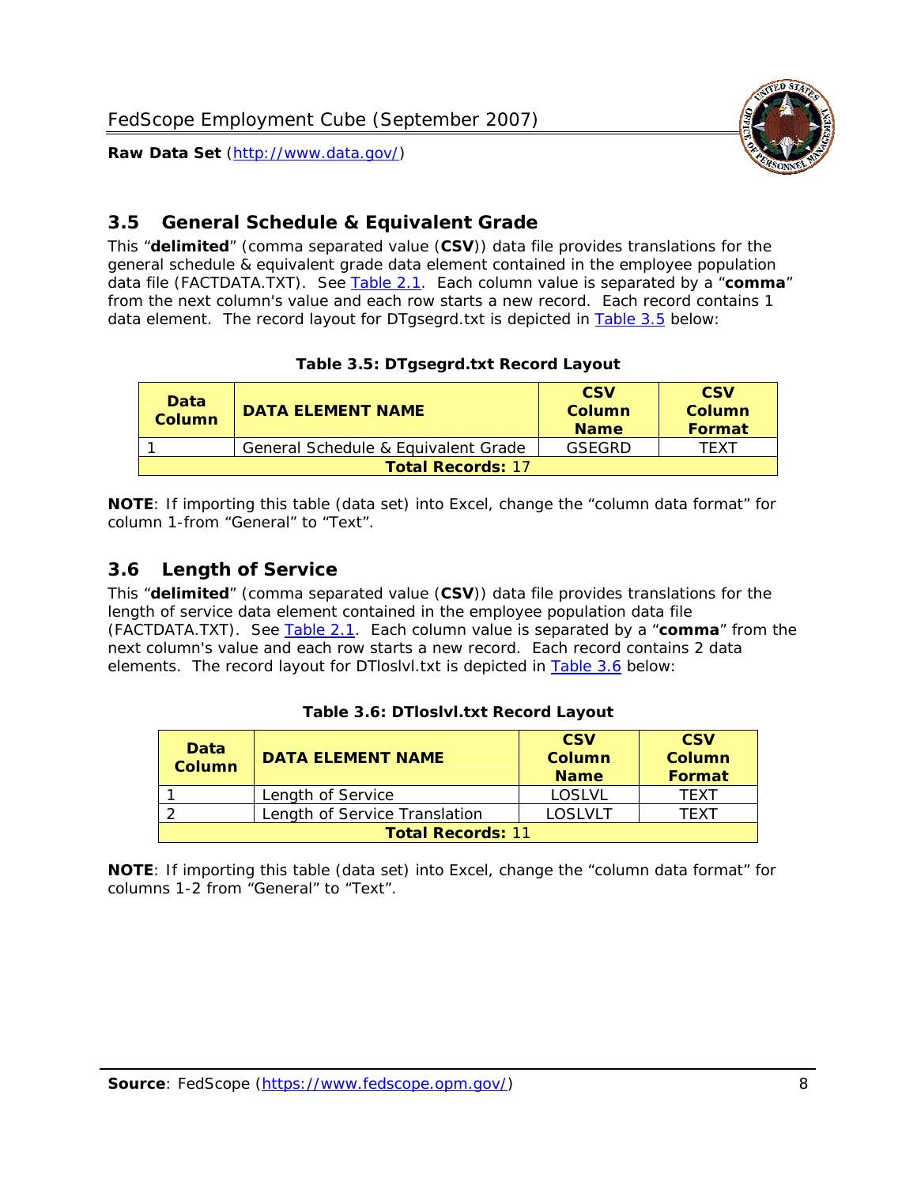## 3.5 General Schedule & Equivalent Grade

This "**delimited**" (comma separated value (**CSV**)) data file provides translations for the general schedule & equivalent grade data element contained in the employee population data file (FACTDATA.TXT). See Table 2.1. Each column value is separated by a "**comma**" from the next column's value and each row starts a new record. Each record contains 1 data element. The record layout for DTgsegrd.txt is depicted in Table 3.5 below:

**Table 3.5: DTgsegrd.txt Record Layout**

| Data Column | DATA ELEMENT NAME | CSV Column Name | CSV Column Format |
|---|---|---|---|
| 1 | General Schedule & Equivalent Grade | GSEGRD | TEXT |
| **Total Records:** 17 | | | |

**NOTE**: If importing this table (data set) into Excel, change the "column data format" for column 1-from "General" to "Text".

## 3.6 Length of Service

This "**delimited**" (comma separated value (**CSV**)) data file provides translations for the length of service data element contained in the employee population data file (FACTDATA.TXT). See Table 2.1. Each column value is separated by a "**comma**" from the next column's value and each row starts a new record. Each record contains 2 data elements. The record layout for DTloslvl.txt is depicted in Table 3.6 below:

**Table 3.6: DTloslvl.txt Record Layout**

| Data Column | DATA ELEMENT NAME | CSV Column Name | CSV Column Format |
|---|---|---|---|
| 1 | Length of Service | LOSLVL | TEXT |
| 2 | Length of Service Translation | LOSLVLT | TEXT |
| **Total Records:** 11 | | | |

**NOTE**: If importing this table (data set) into Excel, change the "column data format" for columns 1-2 from "General" to "Text".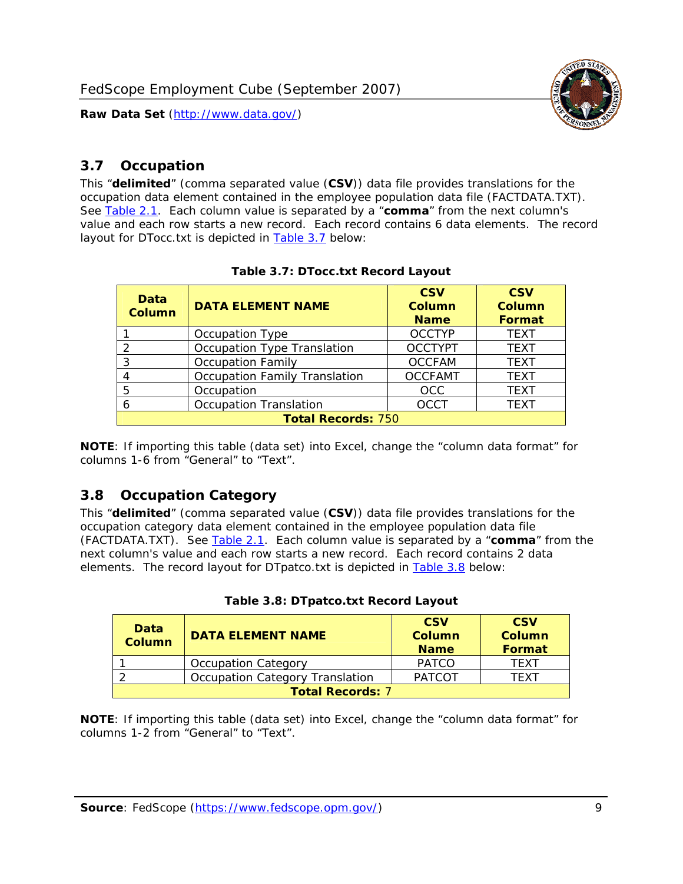## 3.7 Occupation

This "**delimited**" (comma separated value (**CSV**)) data file provides translations for the occupation data element contained in the employee population data file (FACTDATA.TXT). See Table 2.1. Each column value is separated by a "**comma**" from the next column's value and each row starts a new record. Each record contains 6 data elements. The record layout for DTocc.txt is depicted in Table 3.7 below:

**Table 3.7: DTocc.txt Record Layout**

| Data Column | DATA ELEMENT NAME | CSV Column Name | CSV Column Format |
|---|---|---|---|
| 1 | Occupation Type | OCCTYP | TEXT |
| 2 | Occupation Type Translation | OCCTYPT | TEXT |
| 3 | Occupation Family | OCCFAM | TEXT |
| 4 | Occupation Family Translation | OCCFAMT | TEXT |
| 5 | Occupation | OCC | TEXT |
| 6 | Occupation Translation | OCCT | TEXT |
| **Total Records:** 750 | | | |

**NOTE**: If importing this table (data set) into Excel, change the "column data format" for columns 1-6 from "General" to "Text".

## 3.8 Occupation Category

This "**delimited**" (comma separated value (**CSV**)) data file provides translations for the occupation category data element contained in the employee population data file (FACTDATA.TXT). See Table 2.1. Each column value is separated by a "**comma**" from the next column's value and each row starts a new record. Each record contains 2 data elements. The record layout for DTpatco.txt is depicted in Table 3.8 below:

**Table 3.8: DTpatco.txt Record Layout**

| Data Column | DATA ELEMENT NAME | CSV Column Name | CSV Column Format |
|---|---|---|---|
| 1 | Occupation Category | PATCO | TEXT |
| 2 | Occupation Category Translation | PATCOT | TEXT |
| **Total Records:** 7 | | | |

**NOTE**: If importing this table (data set) into Excel, change the "column data format" for columns 1-2 from "General" to "Text".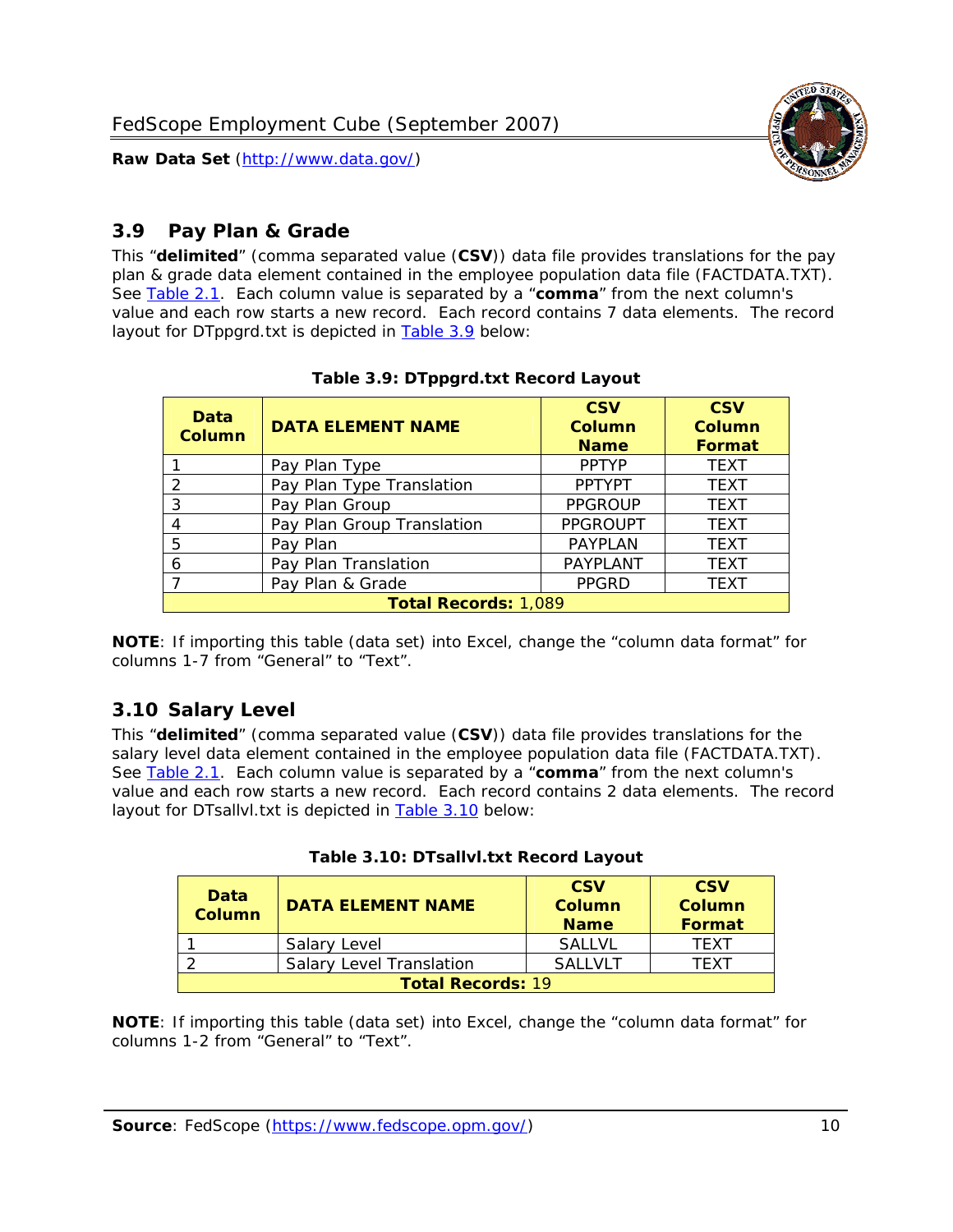## 3.9 Pay Plan & Grade

This “**delimited**” (comma separated value (**CSV**)) data file provides translations for the pay plan & grade data element contained in the employee population data file (FACTDATA.TXT). See [Table 2.1](#). Each column value is separated by a “**comma**” from the next column's value and each row starts a new record. Each record contains 7 data elements. The record layout for DTppgrd.txt is depicted in [Table 3.9](#) below:

**Table 3.9: DTppgrd.txt Record Layout**

| Data Column | DATA ELEMENT NAME | CSV Column Name | CSV Column Format |
|---|---|---|---|
| 1 | Pay Plan Type | PPTYP | TEXT |
| 2 | Pay Plan Type Translation | PPTYPT | TEXT |
| 3 | Pay Plan Group | PPGROUP | TEXT |
| 4 | Pay Plan Group Translation | PPGROUPT | TEXT |
| 5 | Pay Plan | PAYPLAN | TEXT |
| 6 | Pay Plan Translation | PAYPLANT | TEXT |
| 7 | Pay Plan & Grade | PPGRD | TEXT |
| **Total Records:** 1,089 | | | |

**NOTE**: If importing this table (data set) into Excel, change the “column data format” for columns 1-7 from “General” to “Text”.

## 3.10 Salary Level

This “**delimited**” (comma separated value (**CSV**)) data file provides translations for the salary level data element contained in the employee population data file (FACTDATA.TXT). See [Table 2.1](#). Each column value is separated by a “**comma**” from the next column's value and each row starts a new record. Each record contains 2 data elements. The record layout for DTsallvl.txt is depicted in [Table 3.10](#) below:

**Table 3.10: DTsallvl.txt Record Layout**

| Data Column | DATA ELEMENT NAME | CSV Column Name | CSV Column Format |
|---|---|---|---|
| 1 | Salary Level | SALLVL | TEXT |
| 2 | Salary Level Translation | SALLVLT | TEXT |
| **Total Records:** 19 | | | |

**NOTE**: If importing this table (data set) into Excel, change the “column data format” for columns 1-2 from “General” to “Text”.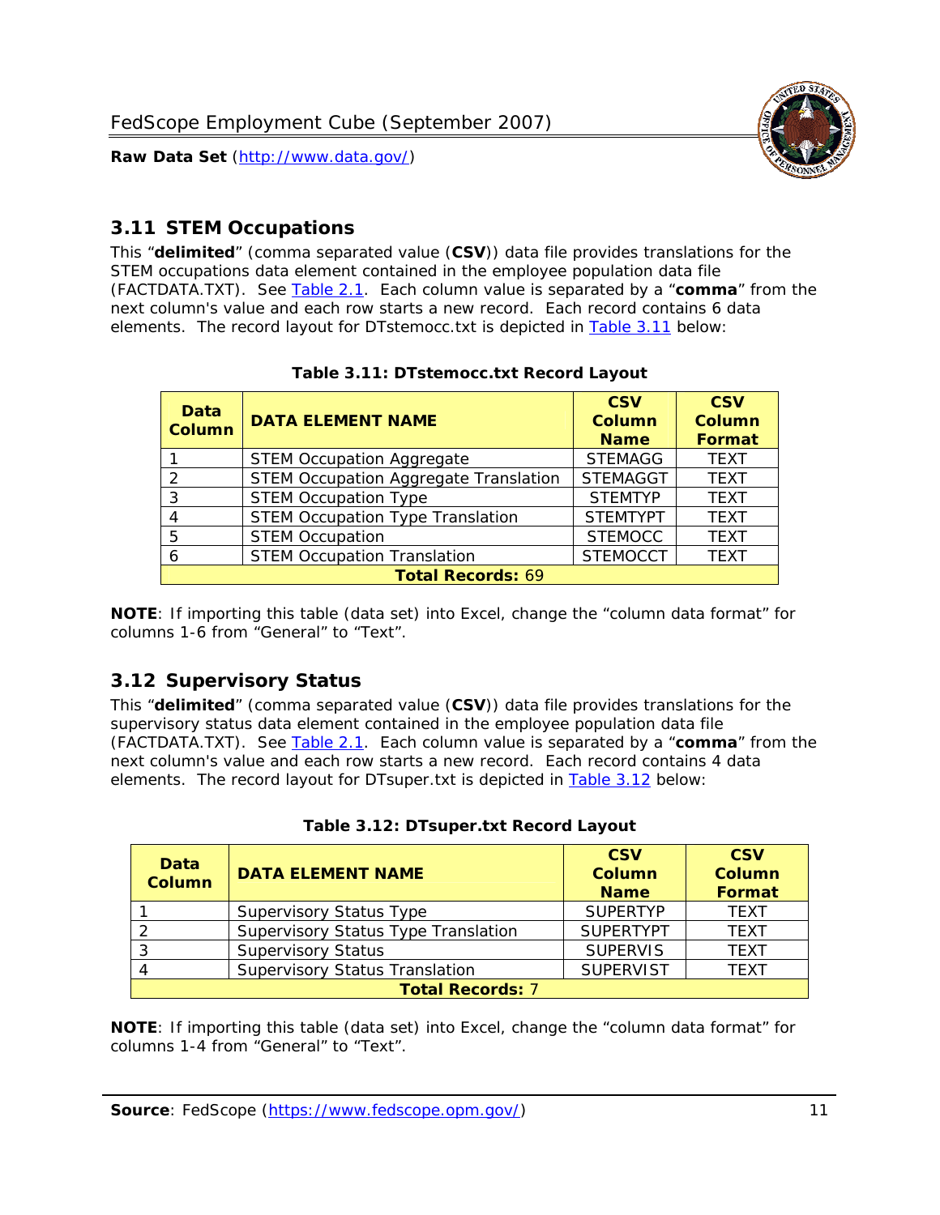## 3.11 STEM Occupations

This "**delimited**" (comma separated value (**CSV**)) data file provides translations for the STEM occupations data element contained in the employee population data file (FACTDATA.TXT). See Table 2.1. Each column value is separated by a "**comma**" from the next column's value and each row starts a new record. Each record contains 6 data elements. The record layout for DTstemocc.txt is depicted in Table 3.11 below:

**Table 3.11: DTstemocc.txt Record Layout**

| Data Column | DATA ELEMENT NAME | CSV Column Name | CSV Column Format |
|---|---|---|---|
| 1 | STEM Occupation Aggregate | STEMAGG | TEXT |
| 2 | STEM Occupation Aggregate Translation | STEMAGGT | TEXT |
| 3 | STEM Occupation Type | STEMTYP | TEXT |
| 4 | STEM Occupation Type Translation | STEMTYPT | TEXT |
| 5 | STEM Occupation | STEMOCC | TEXT |
| 6 | STEM Occupation Translation | STEMOCCT | TEXT |
| **Total Records:** 69 | | | |

**NOTE**: If importing this table (data set) into Excel, change the "column data format" for columns 1-6 from "General" to "Text".

## 3.12 Supervisory Status

This "**delimited**" (comma separated value (**CSV**)) data file provides translations for the supervisory status data element contained in the employee population data file (FACTDATA.TXT). See Table 2.1. Each column value is separated by a "**comma**" from the next column's value and each row starts a new record. Each record contains 4 data elements. The record layout for DTsuper.txt is depicted in Table 3.12 below:

**Table 3.12: DTsuper.txt Record Layout**

| Data Column | DATA ELEMENT NAME | CSV Column Name | CSV Column Format |
|---|---|---|---|
| 1 | Supervisory Status Type | SUPERTYP | TEXT |
| 2 | Supervisory Status Type Translation | SUPERTYPT | TEXT |
| 3 | Supervisory Status | SUPERVIS | TEXT |
| 4 | Supervisory Status Translation | SUPERVIST | TEXT |
| **Total Records:** 7 | | | |

**NOTE**: If importing this table (data set) into Excel, change the "column data format" for columns 1-4 from "General" to "Text".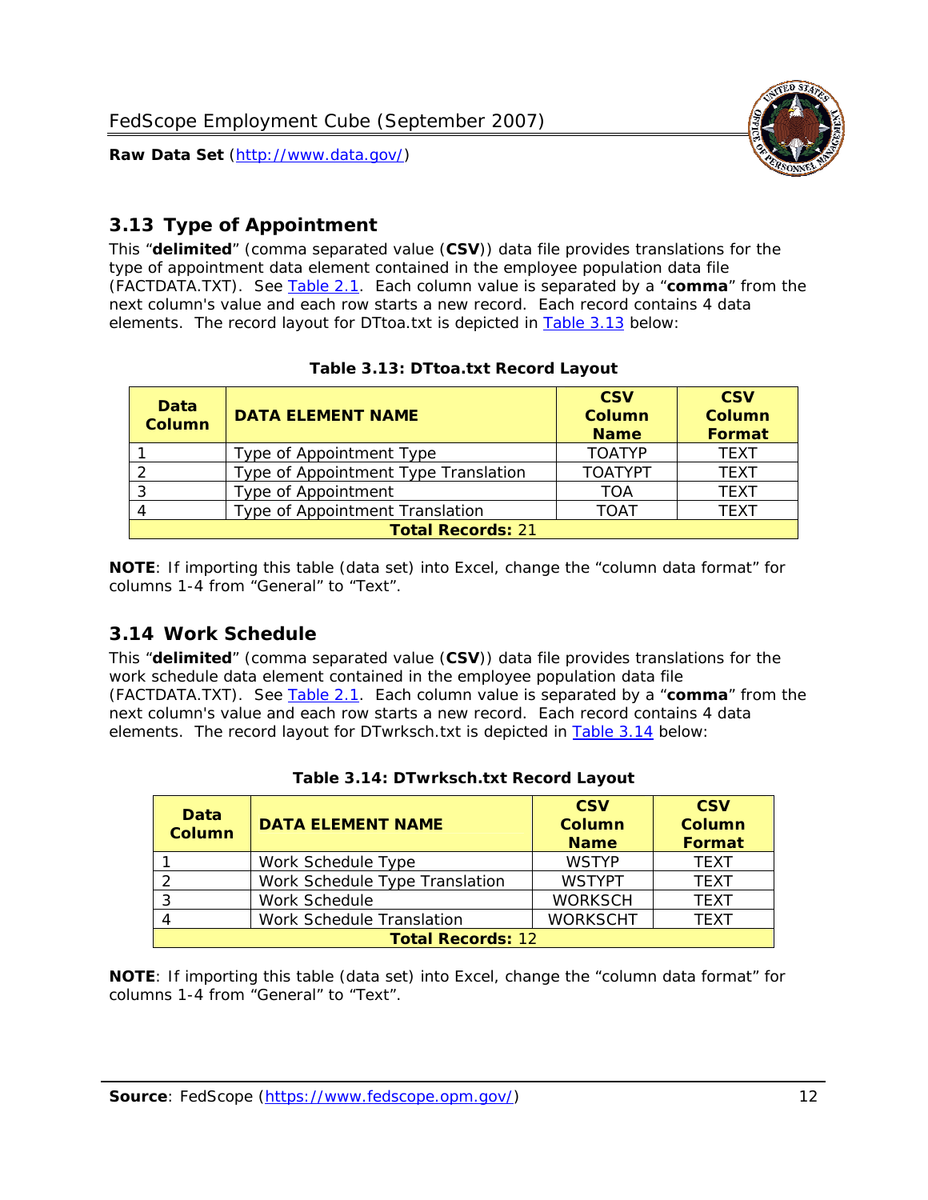## 3.13 Type of Appointment

This "**delimited**" (comma separated value (**CSV**)) data file provides translations for the type of appointment data element contained in the employee population data file (FACTDATA.TXT). See Table 2.1. Each column value is separated by a "**comma**" from the next column's value and each row starts a new record. Each record contains 4 data elements. The record layout for DTtoa.txt is depicted in Table 3.13 below:

**Table 3.13: DTtoa.txt Record Layout**

| Data Column | DATA ELEMENT NAME | CSV Column Name | CSV Column Format |
|---|---|---|---|
| 1 | Type of Appointment Type | TOATYP | TEXT |
| 2 | Type of Appointment Type Translation | TOATYPT | TEXT |
| 3 | Type of Appointment | TOA | TEXT |
| 4 | Type of Appointment Translation | TOAT | TEXT |
| **Total Records:** 21 | | | |

**NOTE**: If importing this table (data set) into Excel, change the "column data format" for columns 1-4 from "General" to "Text".

## 3.14 Work Schedule

This "**delimited**" (comma separated value (**CSV**)) data file provides translations for the work schedule data element contained in the employee population data file (FACTDATA.TXT). See Table 2.1. Each column value is separated by a "**comma**" from the next column's value and each row starts a new record. Each record contains 4 data elements. The record layout for DTwrksch.txt is depicted in Table 3.14 below:

**Table 3.14: DTwrksch.txt Record Layout**

| Data Column | DATA ELEMENT NAME | CSV Column Name | CSV Column Format |
|---|---|---|---|
| 1 | Work Schedule Type | WSTYP | TEXT |
| 2 | Work Schedule Type Translation | WSTYPT | TEXT |
| 3 | Work Schedule | WORKSCH | TEXT |
| 4 | Work Schedule Translation | WORKSCHT | TEXT |
| **Total Records:** 12 | | | |

**NOTE**: If importing this table (data set) into Excel, change the "column data format" for columns 1-4 from "General" to "Text".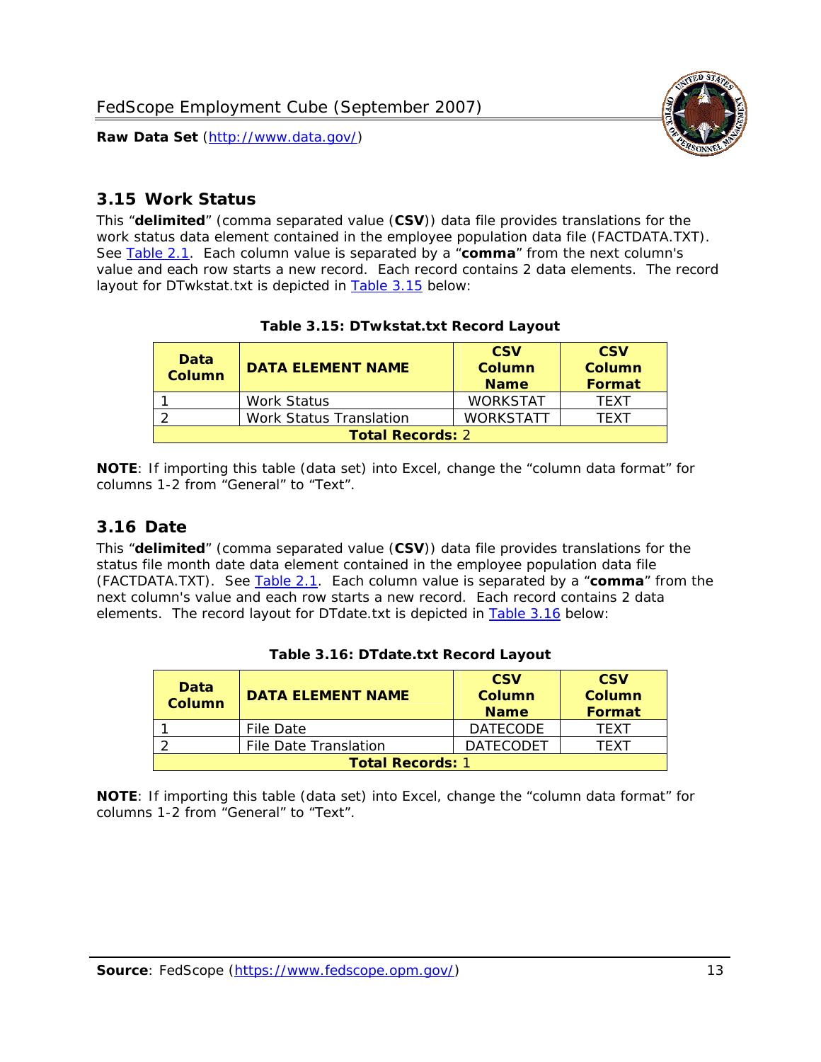## 3.15 Work Status

This "**delimited**" (comma separated value (**CSV**)) data file provides translations for the work status data element contained in the employee population data file (FACTDATA.TXT). See Table 2.1. Each column value is separated by a "**comma**" from the next column's value and each row starts a new record. Each record contains 2 data elements. The record layout for DTwkstat.txt is depicted in Table 3.15 below:

**Table 3.15: DTwkstat.txt Record Layout**

| Data Column | DATA ELEMENT NAME | CSV Column Name | CSV Column Format |
|---|---|---|---|
| 1 | Work Status | WORKSTAT | TEXT |
| 2 | Work Status Translation | WORKSTATT | TEXT |
| **Total Records:** 2 | | | |

**NOTE**: If importing this table (data set) into Excel, change the "column data format" for columns 1-2 from "General" to "Text".

## 3.16 Date

This "**delimited**" (comma separated value (**CSV**)) data file provides translations for the status file month date data element contained in the employee population data file (FACTDATA.TXT). See Table 2.1. Each column value is separated by a "**comma**" from the next column's value and each row starts a new record. Each record contains 2 data elements. The record layout for DTdate.txt is depicted in Table 3.16 below:

**Table 3.16: DTdate.txt Record Layout**

| Data Column | DATA ELEMENT NAME | CSV Column Name | CSV Column Format |
|---|---|---|---|
| 1 | File Date | DATECODE | TEXT |
| 2 | File Date Translation | DATECODET | TEXT |
| **Total Records:** 1 | | | |

**NOTE**: If importing this table (data set) into Excel, change the "column data format" for columns 1-2 from "General" to "Text".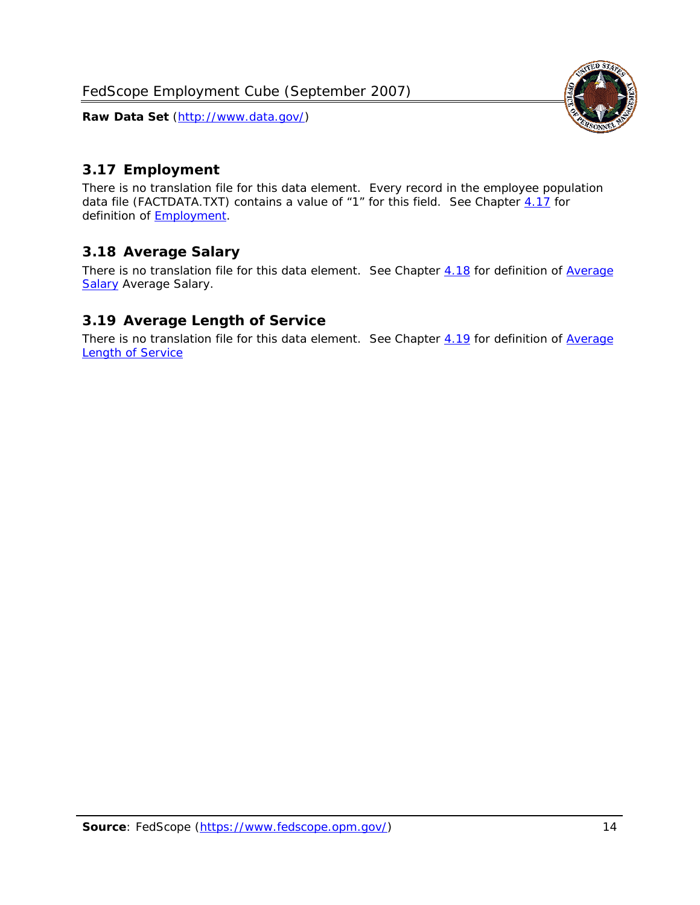## 3.17 Employment

There is no translation file for this data element. Every record in the employee population data file (FACTDATA.TXT) contains a value of "1" for this field. See Chapter 4.17 for definition of Employment.

## 3.18 Average Salary

There is no translation file for this data element. See Chapter 4.18 for definition of Average Salary Average Salary.

## 3.19 Average Length of Service

There is no translation file for this data element. See Chapter 4.19 for definition of Average Length of Service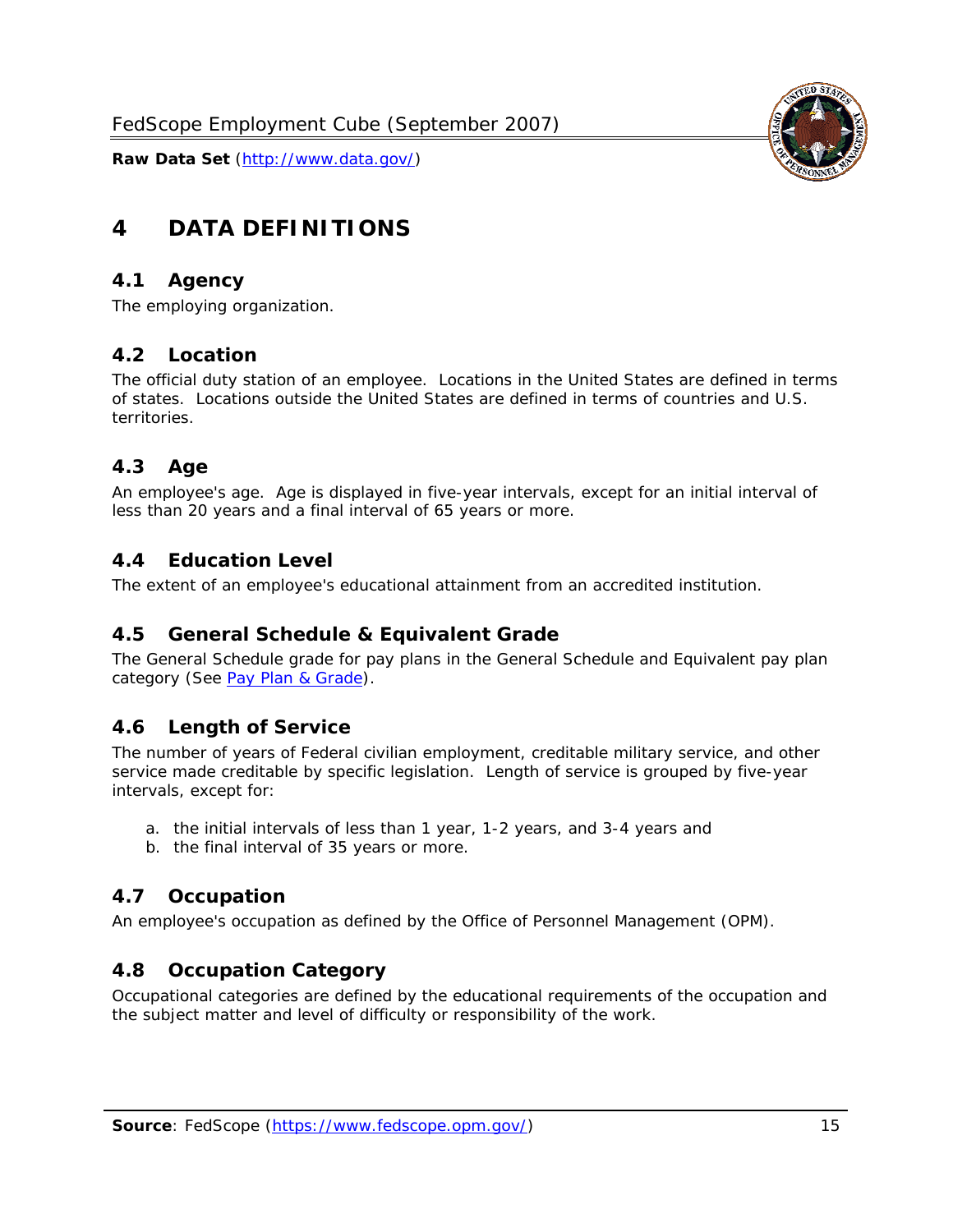# 4 DATA DEFINITIONS

## 4.1 Agency

The employing organization.

## 4.2 Location

The official duty station of an employee. Locations in the United States are defined in terms of states. Locations outside the United States are defined in terms of countries and U.S. territories.

## 4.3 Age

An employee's age. Age is displayed in five-year intervals, except for an initial interval of less than 20 years and a final interval of 65 years or more.

## 4.4 Education Level

The extent of an employee's educational attainment from an accredited institution.

## 4.5 General Schedule & Equivalent Grade

The General Schedule grade for pay plans in the General Schedule and Equivalent pay plan category (See Pay Plan & Grade).

## 4.6 Length of Service

The number of years of Federal civilian employment, creditable military service, and other service made creditable by specific legislation. Length of service is grouped by five-year intervals, except for:

a. the initial intervals of less than 1 year, 1-2 years, and 3-4 years and
b. the final interval of 35 years or more.

## 4.7 Occupation

An employee's occupation as defined by the Office of Personnel Management (OPM).

## 4.8 Occupation Category

Occupational categories are defined by the educational requirements of the occupation and the subject matter and level of difficulty or responsibility of the work.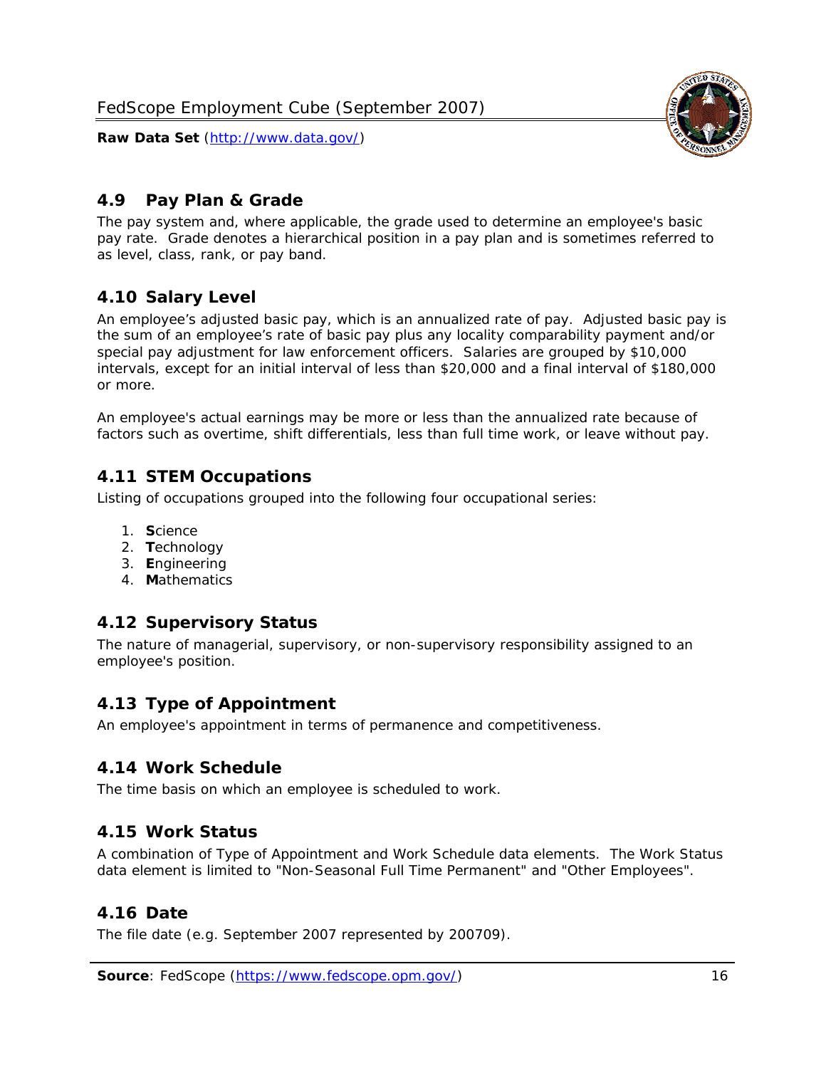## 4.9 Pay Plan & Grade

The pay system and, where applicable, the grade used to determine an employee's basic pay rate. Grade denotes a hierarchical position in a pay plan and is sometimes referred to as level, class, rank, or pay band.

## 4.10 Salary Level

An employee's adjusted basic pay, which is an annualized rate of pay. Adjusted basic pay is the sum of an employee's rate of basic pay plus any locality comparability payment and/or special pay adjustment for law enforcement officers. Salaries are grouped by $10,000 intervals, except for an initial interval of less than $20,000 and a final interval of $180,000 or more.

An employee's actual earnings may be more or less than the annualized rate because of factors such as overtime, shift differentials, less than full time work, or leave without pay.

## 4.11 STEM Occupations

Listing of occupations grouped into the following four occupational series:

1. **S**cience
2. **T**echnology
3. **E**ngineering
4. **M**athematics

## 4.12 Supervisory Status

The nature of managerial, supervisory, or non-supervisory responsibility assigned to an employee's position.

## 4.13 Type of Appointment

An employee's appointment in terms of permanence and competitiveness.

## 4.14 Work Schedule

The time basis on which an employee is scheduled to work.

## 4.15 Work Status

A combination of Type of Appointment and Work Schedule data elements. The Work Status data element is limited to "Non-Seasonal Full Time Permanent" and "Other Employees".

## 4.16 Date

The file date (e.g. September 2007 represented by 200709).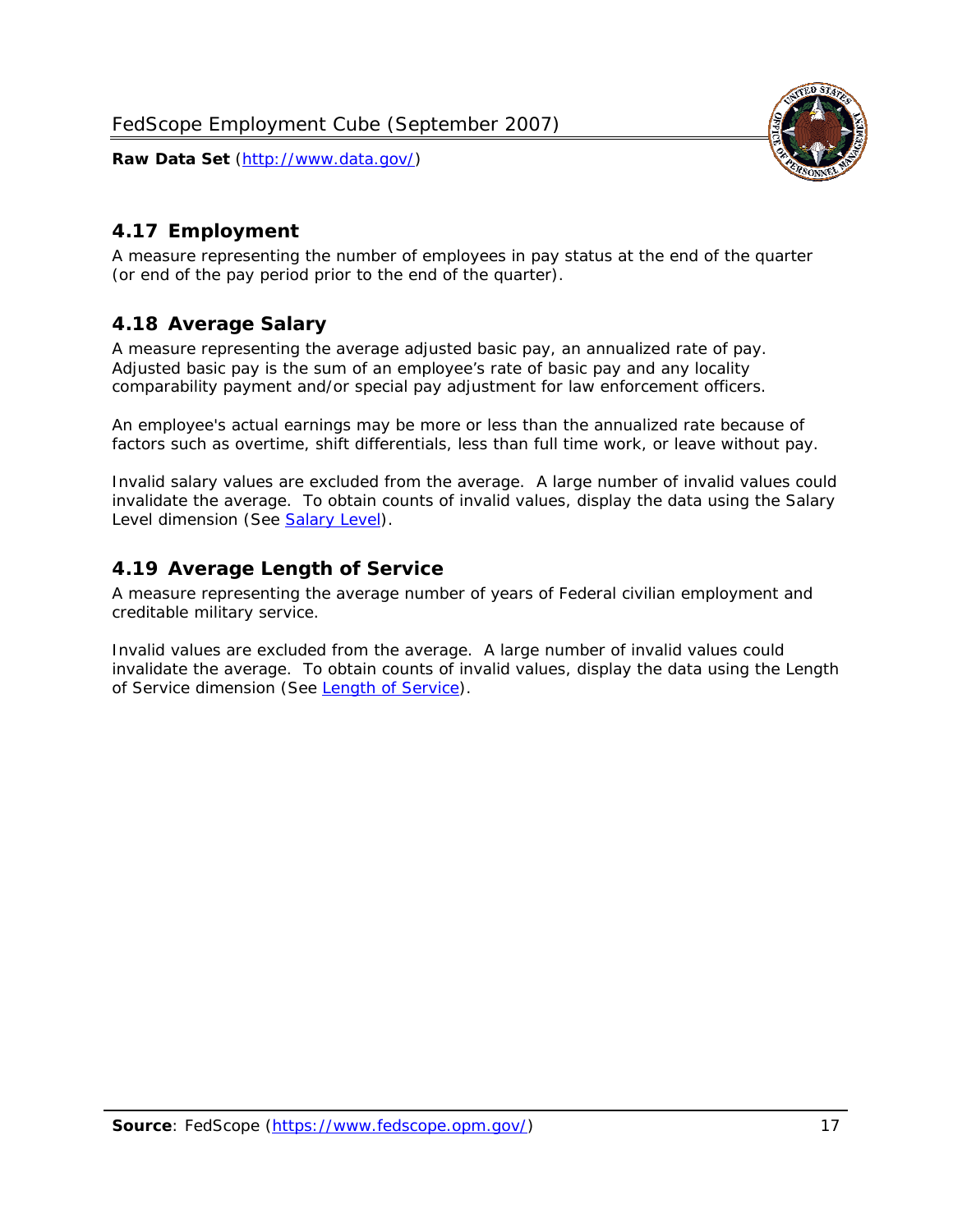## 4.17 Employment

A measure representing the number of employees in pay status at the end of the quarter (or end of the pay period prior to the end of the quarter).

## 4.18 Average Salary

A measure representing the average adjusted basic pay, an annualized rate of pay. Adjusted basic pay is the sum of an employee's rate of basic pay and any locality comparability payment and/or special pay adjustment for law enforcement officers.

An employee's actual earnings may be more or less than the annualized rate because of factors such as overtime, shift differentials, less than full time work, or leave without pay.

Invalid salary values are excluded from the average. A large number of invalid values could invalidate the average. To obtain counts of invalid values, display the data using the Salary Level dimension (See Salary Level).

## 4.19 Average Length of Service

A measure representing the average number of years of Federal civilian employment and creditable military service.

Invalid values are excluded from the average. A large number of invalid values could invalidate the average. To obtain counts of invalid values, display the data using the Length of Service dimension (See Length of Service).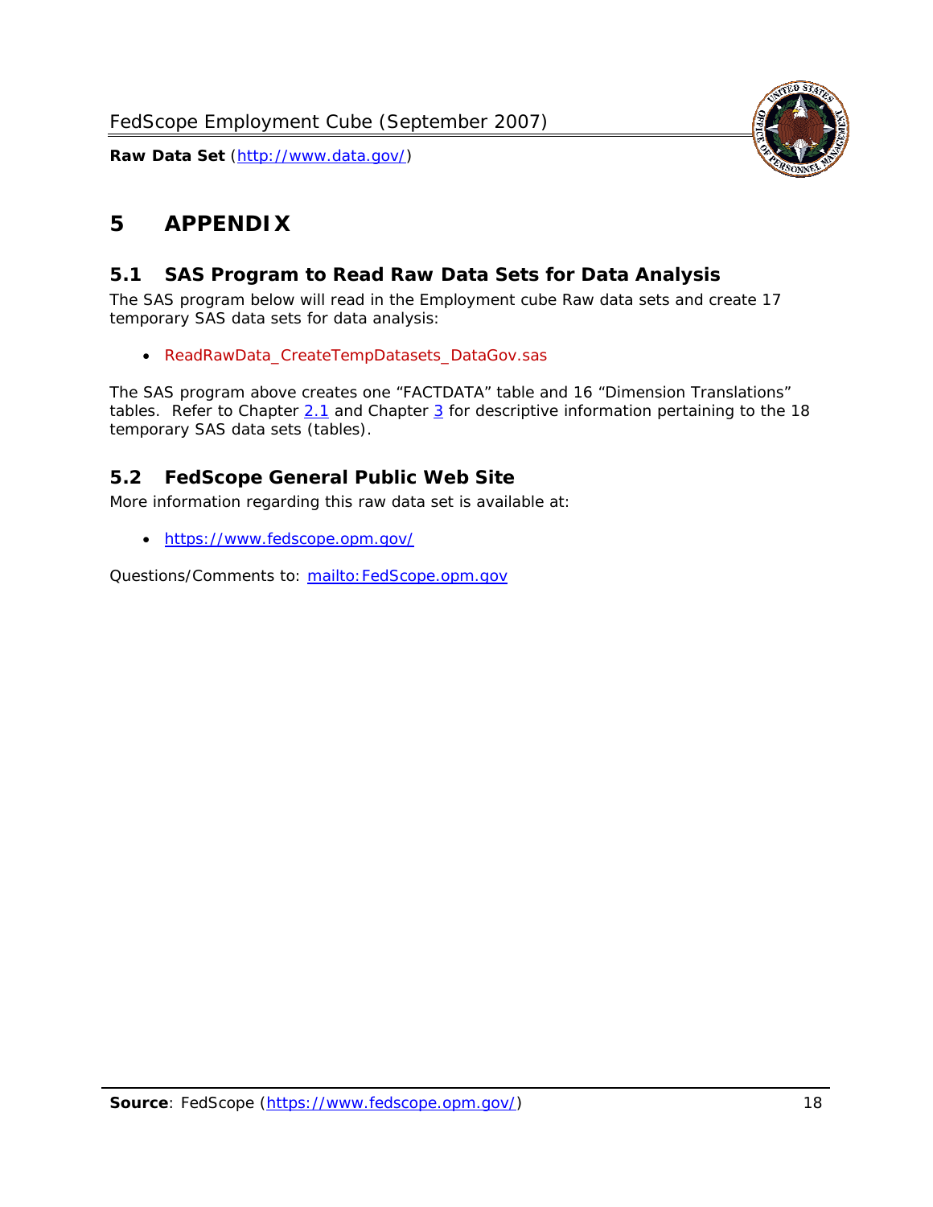# 5 APPENDIX

## 5.1 SAS Program to Read Raw Data Sets for Data Analysis

The SAS program below will read in the Employment cube Raw data sets and create 17 temporary SAS data sets for data analysis:

- ReadRawData_CreateTempDatasets_DataGov.sas

The SAS program above creates one "FACTDATA" table and 16 "Dimension Translations" tables. Refer to Chapter 2.1 and Chapter 3 for descriptive information pertaining to the 18 temporary SAS data sets (tables).

## 5.2 FedScope General Public Web Site

More information regarding this raw data set is available at:

- https://www.fedscope.opm.gov/

Questions/Comments to: mailto:FedScope.opm.gov